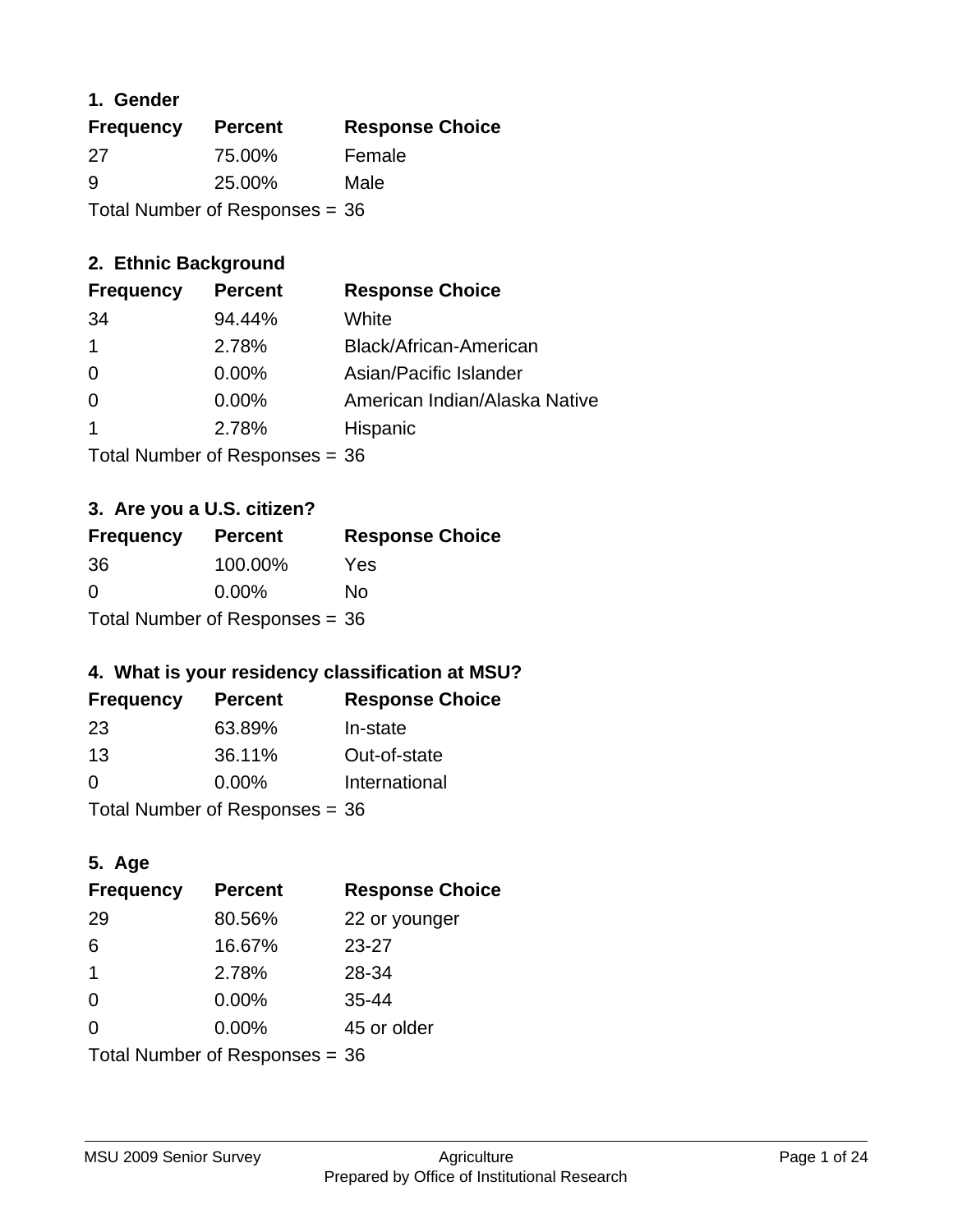### 1. Gender

| Frequency | Percent | Response Choice |
|---|---|---|
| 27 | 75.00% | Female |
| 9 | 25.00% | Male |

Total Number of Responses = 36

### 2. Ethnic Background

| Frequency | Percent | Response Choice |
|---|---|---|
| 34 | 94.44% | White |
| 1 | 2.78% | Black/African-American |
| 0 | 0.00% | Asian/Pacific Islander |
| 0 | 0.00% | American Indian/Alaska Native |
| 1 | 2.78% | Hispanic |

Total Number of Responses = 36

### 3. Are you a U.S. citizen?

| Frequency | Percent | Response Choice |
|---|---|---|
| 36 | 100.00% | Yes |
| 0 | 0.00% | No |

Total Number of Responses = 36

### 4. What is your residency classification at MSU?

| Frequency | Percent | Response Choice |
|---|---|---|
| 23 | 63.89% | In-state |
| 13 | 36.11% | Out-of-state |
| 0 | 0.00% | International |

Total Number of Responses = 36

### 5. Age

| Frequency | Percent | Response Choice |
|---|---|---|
| 29 | 80.56% | 22 or younger |
| 6 | 16.67% | 23-27 |
| 1 | 2.78% | 28-34 |
| 0 | 0.00% | 35-44 |
| 0 | 0.00% | 45 or older |

Total Number of Responses = 36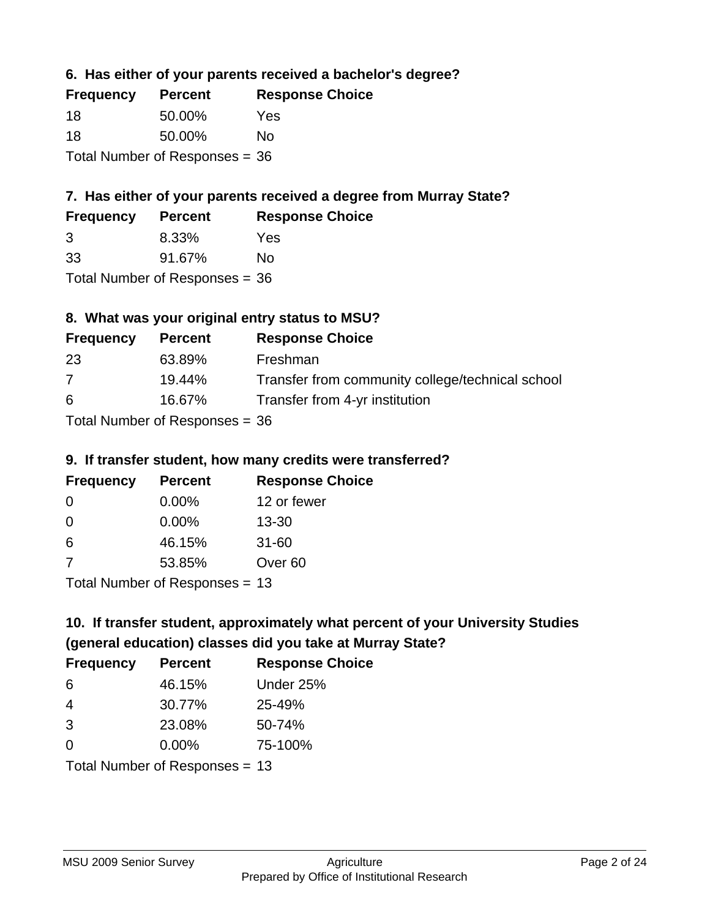### 6. Has either of your parents received a bachelor's degree?

| Frequency | Percent | Response Choice |
|---|---|---|
| 18 | 50.00% | Yes |
| 18 | 50.00% | No |

Total Number of Responses = 36

### 7. Has either of your parents received a degree from Murray State?

| Frequency | Percent | Response Choice |
|---|---|---|
| 3 | 8.33% | Yes |
| 33 | 91.67% | No |

Total Number of Responses = 36

### 8. What was your original entry status to MSU?

| Frequency | Percent | Response Choice |
|---|---|---|
| 23 | 63.89% | Freshman |
| 7 | 19.44% | Transfer from community college/technical school |
| 6 | 16.67% | Transfer from 4-yr institution |

Total Number of Responses = 36

### 9. If transfer student, how many credits were transferred?

| Frequency | Percent | Response Choice |
|---|---|---|
| 0 | 0.00% | 12 or fewer |
| 0 | 0.00% | 13-30 |
| 6 | 46.15% | 31-60 |
| 7 | 53.85% | Over 60 |

Total Number of Responses = 13

### 10. If transfer student, approximately what percent of your University Studies (general education) classes did you take at Murray State?

| Frequency | Percent | Response Choice |
|---|---|---|
| 6 | 46.15% | Under 25% |
| 4 | 30.77% | 25-49% |
| 3 | 23.08% | 50-74% |
| 0 | 0.00% | 75-100% |

Total Number of Responses = 13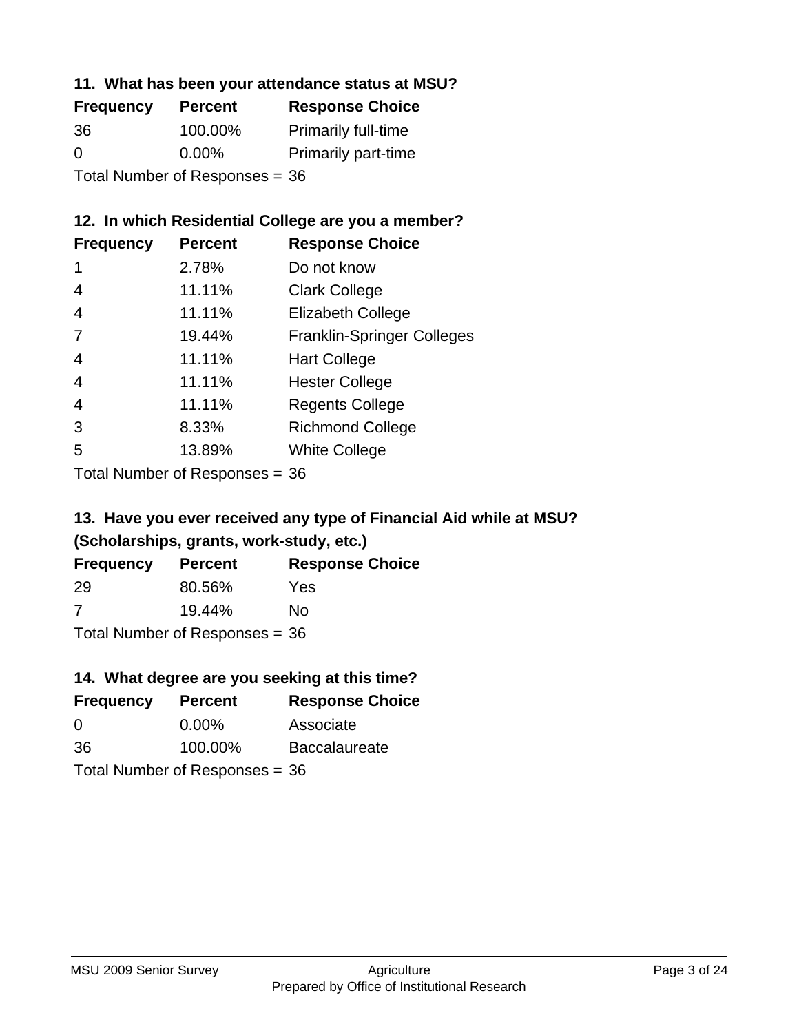### 11. What has been your attendance status at MSU?

| Frequency | Percent | Response Choice |
|---|---|---|
| 36 | 100.00% | Primarily full-time |
| 0 | 0.00% | Primarily part-time |

Total Number of Responses = 36

### 12. In which Residential College are you a member?

| Frequency | Percent | Response Choice |
|---|---|---|
| 1 | 2.78% | Do not know |
| 4 | 11.11% | Clark College |
| 4 | 11.11% | Elizabeth College |
| 7 | 19.44% | Franklin-Springer Colleges |
| 4 | 11.11% | Hart College |
| 4 | 11.11% | Hester College |
| 4 | 11.11% | Regents College |
| 3 | 8.33% | Richmond College |
| 5 | 13.89% | White College |

Total Number of Responses = 36

### 13. Have you ever received any type of Financial Aid while at MSU? (Scholarships, grants, work-study, etc.)

| Frequency | Percent | Response Choice |
|---|---|---|
| 29 | 80.56% | Yes |
| 7 | 19.44% | No |

Total Number of Responses = 36

### 14. What degree are you seeking at this time?

| Frequency | Percent | Response Choice |
|---|---|---|
| 0 | 0.00% | Associate |
| 36 | 100.00% | Baccalaureate |

Total Number of Responses = 36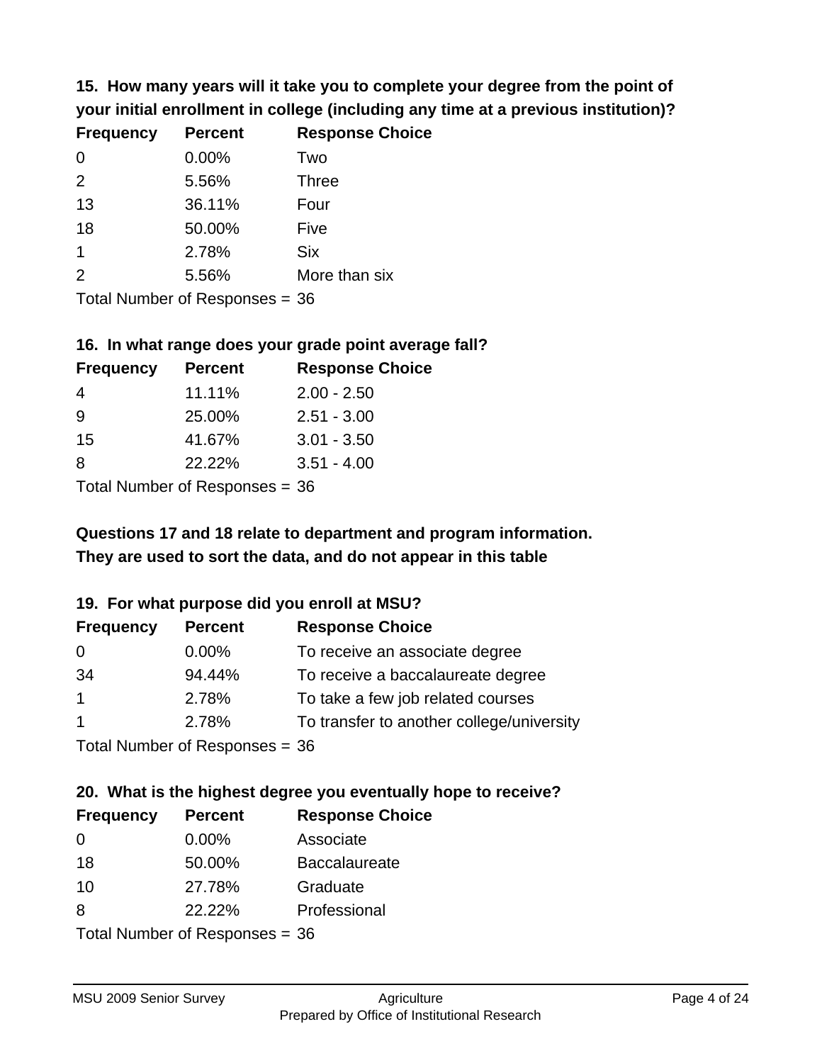### 15. How many years will it take you to complete your degree from the point of your initial enrollment in college (including any time at a previous institution)?

| Frequency | Percent | Response Choice |
|---|---|---|
| 0 | 0.00% | Two |
| 2 | 5.56% | Three |
| 13 | 36.11% | Four |
| 18 | 50.00% | Five |
| 1 | 2.78% | Six |
| 2 | 5.56% | More than six |

Total Number of Responses = 36

### 16. In what range does your grade point average fall?

| Frequency | Percent | Response Choice |
|---|---|---|
| 4 | 11.11% | 2.00 - 2.50 |
| 9 | 25.00% | 2.51 - 3.00 |
| 15 | 41.67% | 3.01 - 3.50 |
| 8 | 22.22% | 3.51 - 4.00 |

Total Number of Responses = 36

**Questions 17 and 18 relate to department and program information. They are used to sort the data, and do not appear in this table**

### 19. For what purpose did you enroll at MSU?

| Frequency | Percent | Response Choice |
|---|---|---|
| 0 | 0.00% | To receive an associate degree |
| 34 | 94.44% | To receive a baccalaureate degree |
| 1 | 2.78% | To take a few job related courses |
| 1 | 2.78% | To transfer to another college/university |

Total Number of Responses = 36

### 20. What is the highest degree you eventually hope to receive?

| Frequency | Percent | Response Choice |
|---|---|---|
| 0 | 0.00% | Associate |
| 18 | 50.00% | Baccalaureate |
| 10 | 27.78% | Graduate |
| 8 | 22.22% | Professional |

Total Number of Responses = 36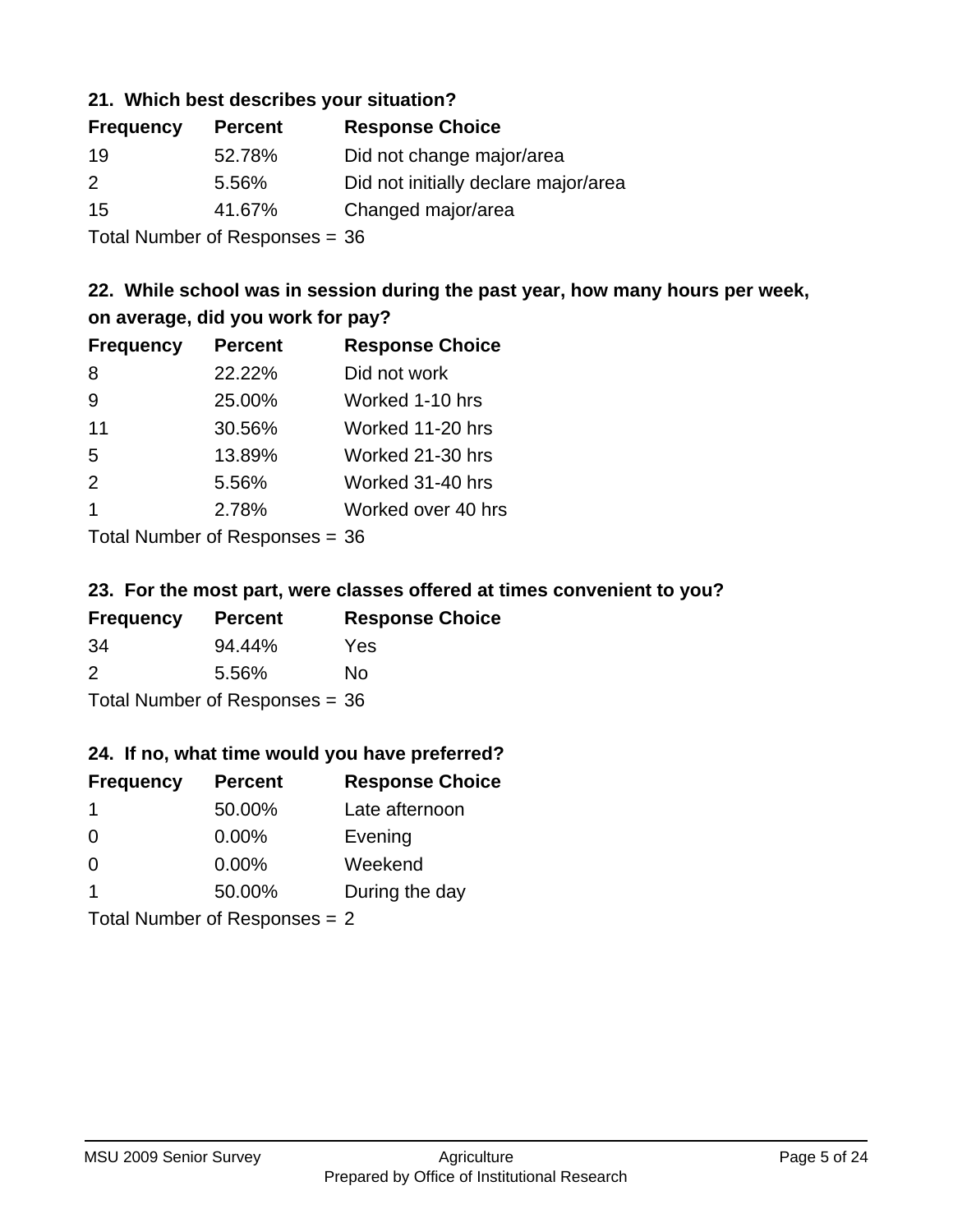### 21. Which best describes your situation?

| Frequency | Percent | Response Choice |
|---|---|---|
| 19 | 52.78% | Did not change major/area |
| 2 | 5.56% | Did not initially declare major/area |
| 15 | 41.67% | Changed major/area |

Total Number of Responses = 36

### 22. While school was in session during the past year, how many hours per week, on average, did you work for pay?

| Frequency | Percent | Response Choice |
|---|---|---|
| 8 | 22.22% | Did not work |
| 9 | 25.00% | Worked 1-10 hrs |
| 11 | 30.56% | Worked 11-20 hrs |
| 5 | 13.89% | Worked 21-30 hrs |
| 2 | 5.56% | Worked 31-40 hrs |
| 1 | 2.78% | Worked over 40 hrs |

Total Number of Responses = 36

### 23. For the most part, were classes offered at times convenient to you?

| Frequency | Percent | Response Choice |
|---|---|---|
| 34 | 94.44% | Yes |
| 2 | 5.56% | No |

Total Number of Responses = 36

### 24. If no, what time would you have preferred?

| Frequency | Percent | Response Choice |
|---|---|---|
| 1 | 50.00% | Late afternoon |
| 0 | 0.00% | Evening |
| 0 | 0.00% | Weekend |
| 1 | 50.00% | During the day |

Total Number of Responses = 2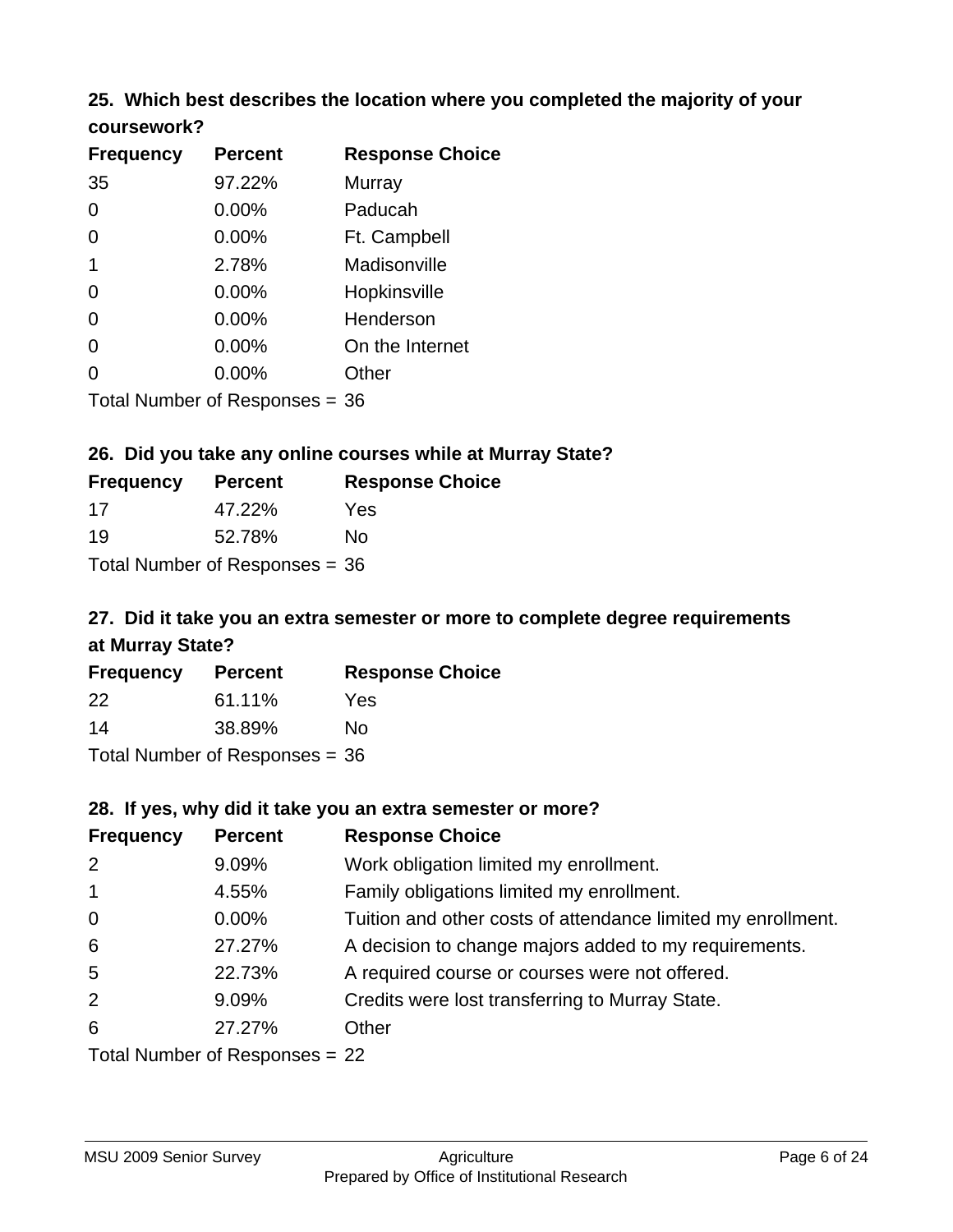### 25. Which best describes the location where you completed the majority of your coursework?

| Frequency | Percent | Response Choice |
|---|---|---|
| 35 | 97.22% | Murray |
| 0 | 0.00% | Paducah |
| 0 | 0.00% | Ft. Campbell |
| 1 | 2.78% | Madisonville |
| 0 | 0.00% | Hopkinsville |
| 0 | 0.00% | Henderson |
| 0 | 0.00% | On the Internet |
| 0 | 0.00% | Other |

Total Number of Responses = 36

### 26. Did you take any online courses while at Murray State?

| Frequency | Percent | Response Choice |
|---|---|---|
| 17 | 47.22% | Yes |
| 19 | 52.78% | No |

Total Number of Responses = 36

### 27. Did it take you an extra semester or more to complete degree requirements at Murray State?

| Frequency | Percent | Response Choice |
|---|---|---|
| 22 | 61.11% | Yes |
| 14 | 38.89% | No |

Total Number of Responses = 36

### 28. If yes, why did it take you an extra semester or more?

| Frequency | Percent | Response Choice |
|---|---|---|
| 2 | 9.09% | Work obligation limited my enrollment. |
| 1 | 4.55% | Family obligations limited my enrollment. |
| 0 | 0.00% | Tuition and other costs of attendance limited my enrollment. |
| 6 | 27.27% | A decision to change majors added to my requirements. |
| 5 | 22.73% | A required course or courses were not offered. |
| 2 | 9.09% | Credits were lost transferring to Murray State. |
| 6 | 27.27% | Other |

Total Number of Responses = 22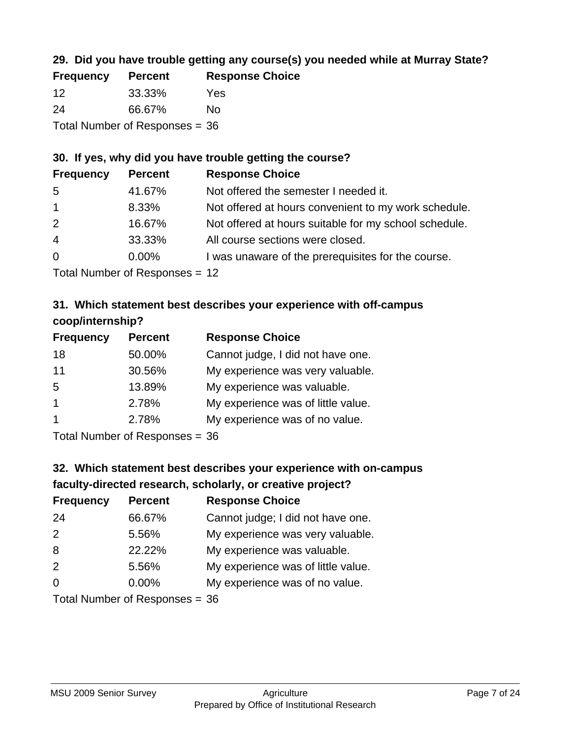### 29. Did you have trouble getting any course(s) you needed while at Murray State?

| Frequency | Percent | Response Choice |
|---|---|---|
| 12 | 33.33% | Yes |
| 24 | 66.67% | No |

Total Number of Responses = 36

### 30. If yes, why did you have trouble getting the course?

| Frequency | Percent | Response Choice |
|---|---|---|
| 5 | 41.67% | Not offered the semester I needed it. |
| 1 | 8.33% | Not offered at hours convenient to my work schedule. |
| 2 | 16.67% | Not offered at hours suitable for my school schedule. |
| 4 | 33.33% | All course sections were closed. |
| 0 | 0.00% | I was unaware of the prerequisites for the course. |

Total Number of Responses = 12

### 31. Which statement best describes your experience with off-campus coop/internship?

| Frequency | Percent | Response Choice |
|---|---|---|
| 18 | 50.00% | Cannot judge, I did not have one. |
| 11 | 30.56% | My experience was very valuable. |
| 5 | 13.89% | My experience was valuable. |
| 1 | 2.78% | My experience was of little value. |
| 1 | 2.78% | My experience was of no value. |

Total Number of Responses = 36

### 32. Which statement best describes your experience with on-campus faculty-directed research, scholarly, or creative project?

| Frequency | Percent | Response Choice |
|---|---|---|
| 24 | 66.67% | Cannot judge; I did not have one. |
| 2 | 5.56% | My experience was very valuable. |
| 8 | 22.22% | My experience was valuable. |
| 2 | 5.56% | My experience was of little value. |
| 0 | 0.00% | My experience was of no value. |

Total Number of Responses = 36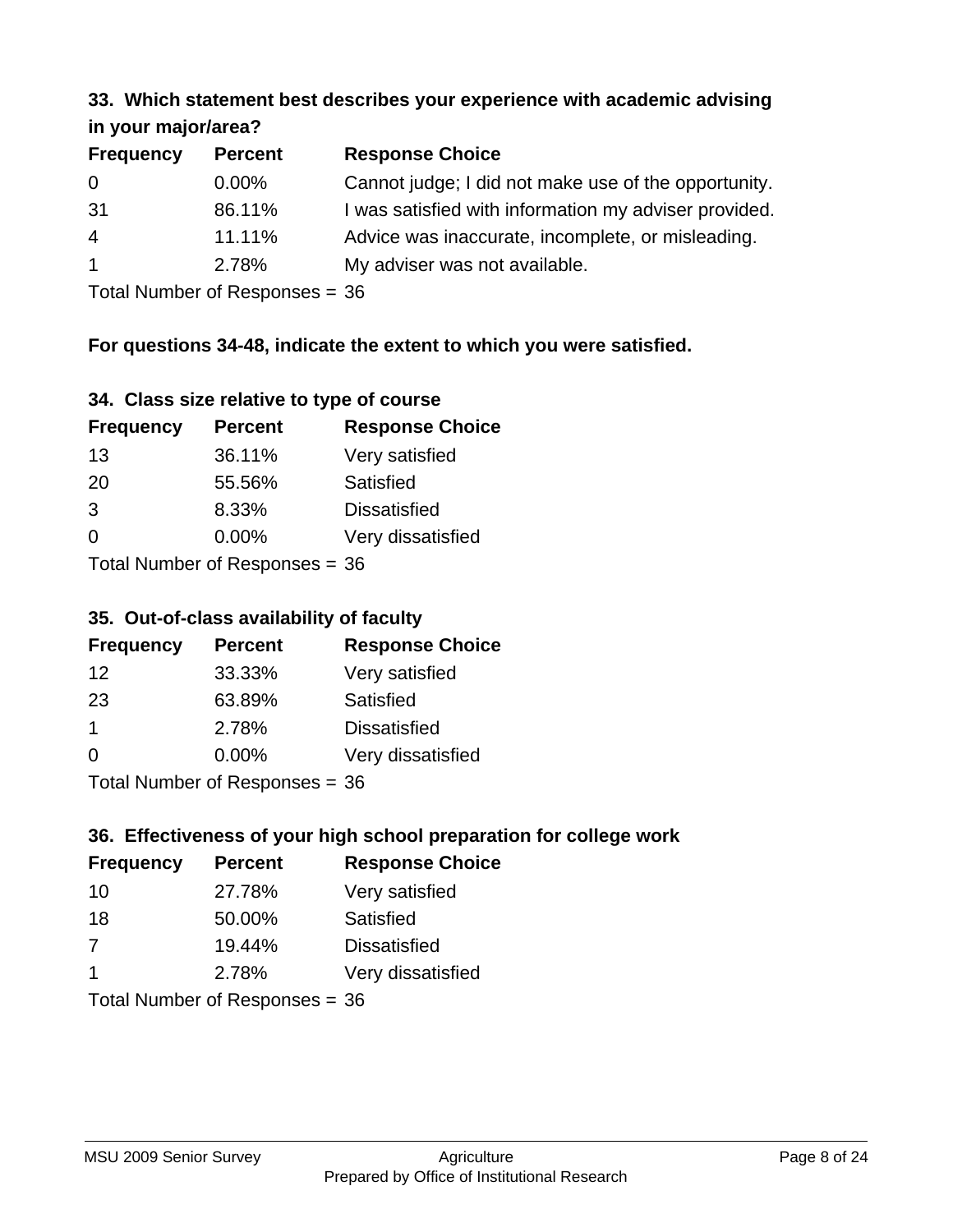### 33. Which statement best describes your experience with academic advising in your major/area?

| Frequency | Percent | Response Choice |
|---|---|---|
| 0 | 0.00% | Cannot judge; I did not make use of the opportunity. |
| 31 | 86.11% | I was satisfied with information my adviser provided. |
| 4 | 11.11% | Advice was inaccurate, incomplete, or misleading. |
| 1 | 2.78% | My adviser was not available. |

Total Number of Responses = 36

**For questions 34-48, indicate the extent to which you were satisfied.**

### 34. Class size relative to type of course

| Frequency | Percent | Response Choice |
|---|---|---|
| 13 | 36.11% | Very satisfied |
| 20 | 55.56% | Satisfied |
| 3 | 8.33% | Dissatisfied |
| 0 | 0.00% | Very dissatisfied |

Total Number of Responses = 36

### 35. Out-of-class availability of faculty

| Frequency | Percent | Response Choice |
|---|---|---|
| 12 | 33.33% | Very satisfied |
| 23 | 63.89% | Satisfied |
| 1 | 2.78% | Dissatisfied |
| 0 | 0.00% | Very dissatisfied |

Total Number of Responses = 36

### 36. Effectiveness of your high school preparation for college work

| Frequency | Percent | Response Choice |
|---|---|---|
| 10 | 27.78% | Very satisfied |
| 18 | 50.00% | Satisfied |
| 7 | 19.44% | Dissatisfied |
| 1 | 2.78% | Very dissatisfied |

Total Number of Responses = 36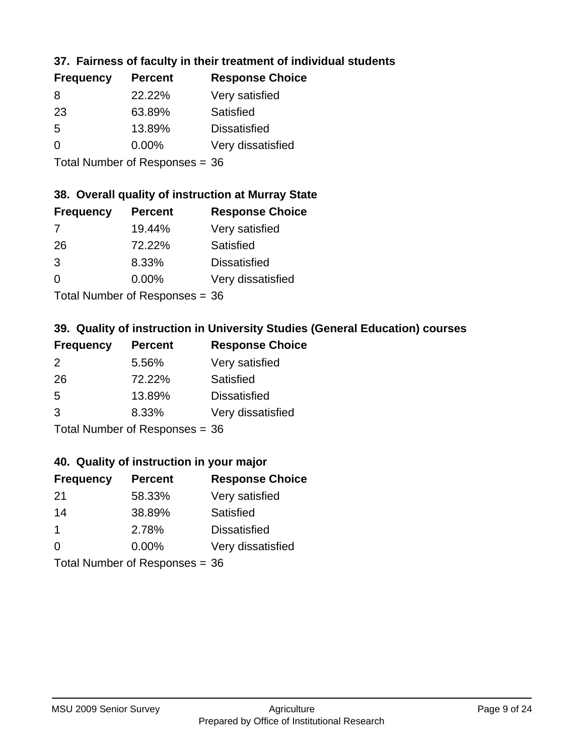### 37. Fairness of faculty in their treatment of individual students

| Frequency | Percent | Response Choice |
|---|---|---|
| 8 | 22.22% | Very satisfied |
| 23 | 63.89% | Satisfied |
| 5 | 13.89% | Dissatisfied |
| 0 | 0.00% | Very dissatisfied |

Total Number of Responses = 36

### 38. Overall quality of instruction at Murray State

| Frequency | Percent | Response Choice |
|---|---|---|
| 7 | 19.44% | Very satisfied |
| 26 | 72.22% | Satisfied |
| 3 | 8.33% | Dissatisfied |
| 0 | 0.00% | Very dissatisfied |

Total Number of Responses = 36

### 39. Quality of instruction in University Studies (General Education) courses

| Frequency | Percent | Response Choice |
|---|---|---|
| 2 | 5.56% | Very satisfied |
| 26 | 72.22% | Satisfied |
| 5 | 13.89% | Dissatisfied |
| 3 | 8.33% | Very dissatisfied |

Total Number of Responses = 36

### 40. Quality of instruction in your major

| Frequency | Percent | Response Choice |
|---|---|---|
| 21 | 58.33% | Very satisfied |
| 14 | 38.89% | Satisfied |
| 1 | 2.78% | Dissatisfied |
| 0 | 0.00% | Very dissatisfied |

Total Number of Responses = 36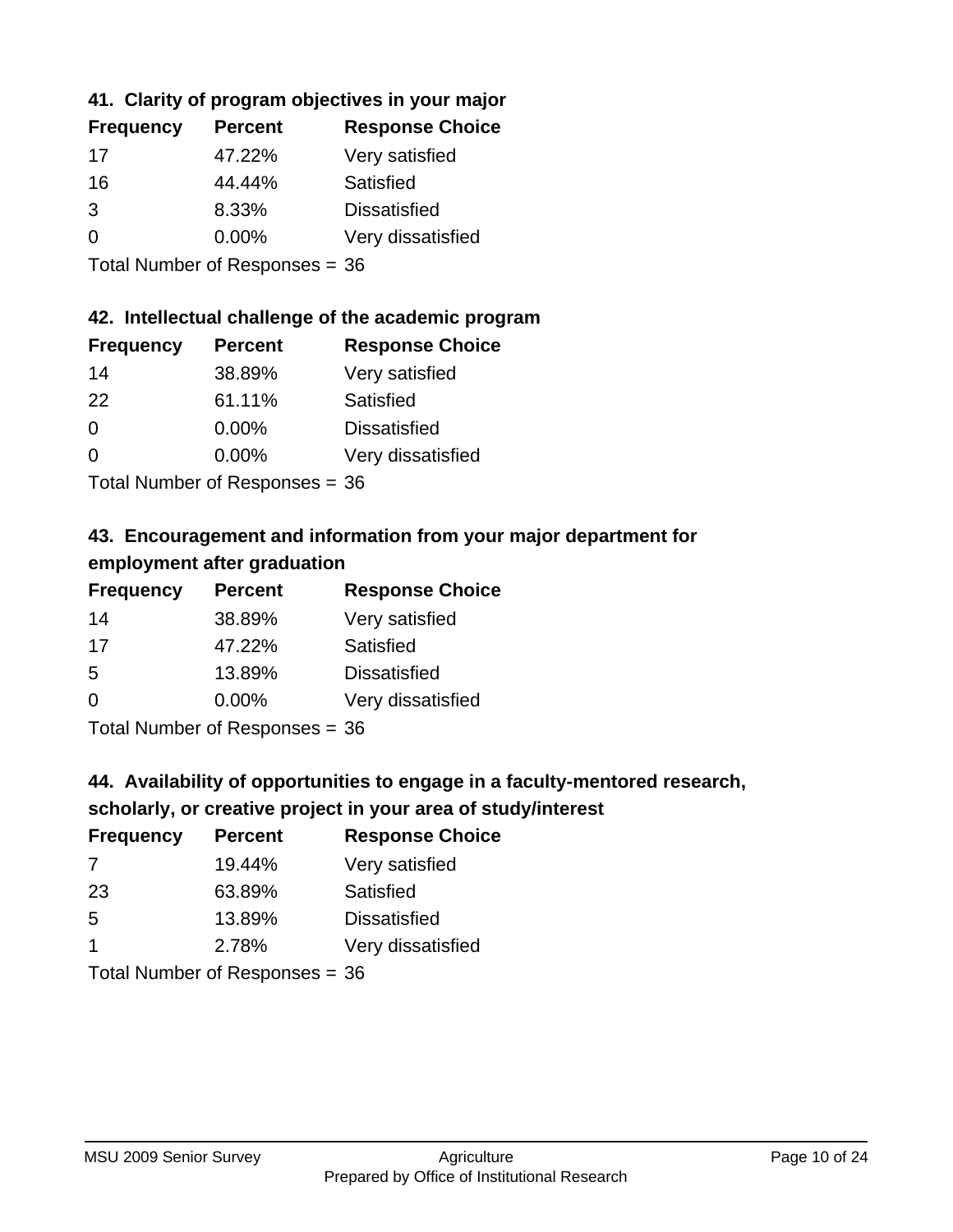### 41. Clarity of program objectives in your major

| Frequency | Percent | Response Choice |
|---|---|---|
| 17 | 47.22% | Very satisfied |
| 16 | 44.44% | Satisfied |
| 3 | 8.33% | Dissatisfied |
| 0 | 0.00% | Very dissatisfied |

Total Number of Responses = 36

### 42. Intellectual challenge of the academic program

| Frequency | Percent | Response Choice |
|---|---|---|
| 14 | 38.89% | Very satisfied |
| 22 | 61.11% | Satisfied |
| 0 | 0.00% | Dissatisfied |
| 0 | 0.00% | Very dissatisfied |

Total Number of Responses = 36

### 43. Encouragement and information from your major department for employment after graduation

| Frequency | Percent | Response Choice |
|---|---|---|
| 14 | 38.89% | Very satisfied |
| 17 | 47.22% | Satisfied |
| 5 | 13.89% | Dissatisfied |
| 0 | 0.00% | Very dissatisfied |

Total Number of Responses = 36

### 44. Availability of opportunities to engage in a faculty-mentored research, scholarly, or creative project in your area of study/interest

| Frequency | Percent | Response Choice |
|---|---|---|
| 7 | 19.44% | Very satisfied |
| 23 | 63.89% | Satisfied |
| 5 | 13.89% | Dissatisfied |
| 1 | 2.78% | Very dissatisfied |

Total Number of Responses = 36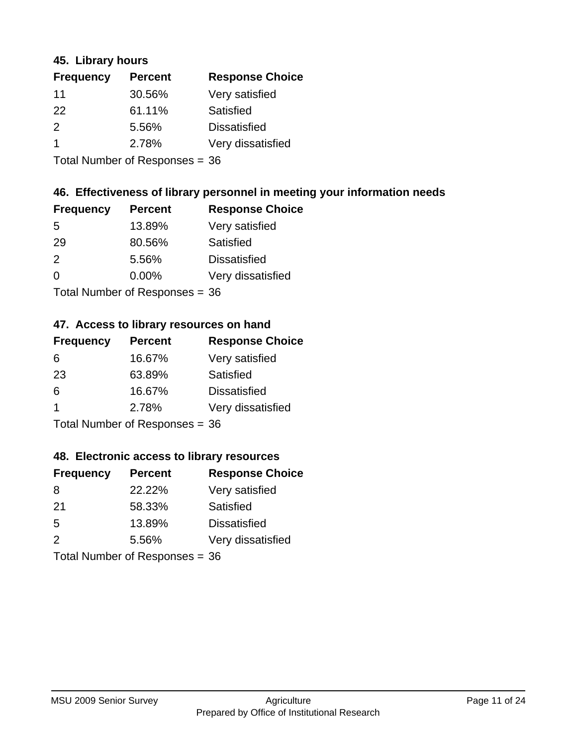### 45. Library hours

| Frequency | Percent | Response Choice |
|---|---|---|
| 11 | 30.56% | Very satisfied |
| 22 | 61.11% | Satisfied |
| 2 | 5.56% | Dissatisfied |
| 1 | 2.78% | Very dissatisfied |

Total Number of Responses = 36

### 46. Effectiveness of library personnel in meeting your information needs

| Frequency | Percent | Response Choice |
|---|---|---|
| 5 | 13.89% | Very satisfied |
| 29 | 80.56% | Satisfied |
| 2 | 5.56% | Dissatisfied |
| 0 | 0.00% | Very dissatisfied |

Total Number of Responses = 36

### 47. Access to library resources on hand

| Frequency | Percent | Response Choice |
|---|---|---|
| 6 | 16.67% | Very satisfied |
| 23 | 63.89% | Satisfied |
| 6 | 16.67% | Dissatisfied |
| 1 | 2.78% | Very dissatisfied |

Total Number of Responses = 36

### 48. Electronic access to library resources

| Frequency | Percent | Response Choice |
|---|---|---|
| 8 | 22.22% | Very satisfied |
| 21 | 58.33% | Satisfied |
| 5 | 13.89% | Dissatisfied |
| 2 | 5.56% | Very dissatisfied |

Total Number of Responses = 36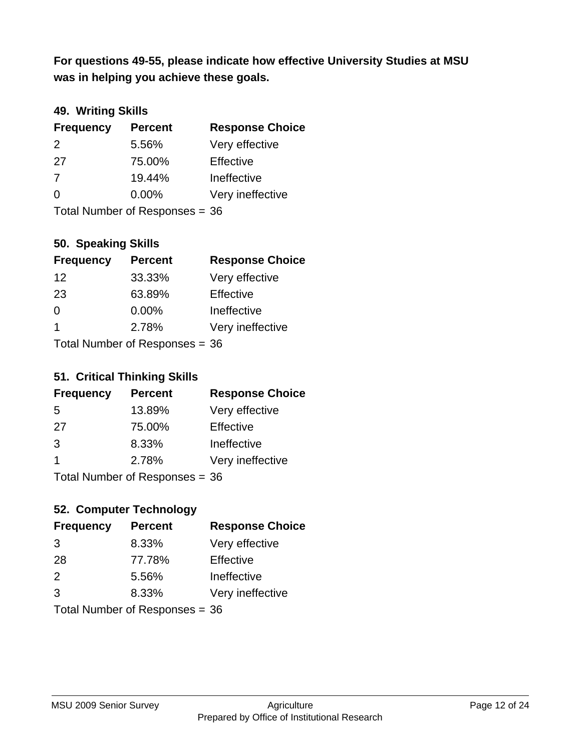**For questions 49-55, please indicate how effective University Studies at MSU was in helping you achieve these goals.**

### 49. Writing Skills

| Frequency | Percent | Response Choice |
|---|---|---|
| 2 | 5.56% | Very effective |
| 27 | 75.00% | Effective |
| 7 | 19.44% | Ineffective |
| 0 | 0.00% | Very ineffective |

Total Number of Responses = 36

### 50. Speaking Skills

| Frequency | Percent | Response Choice |
|---|---|---|
| 12 | 33.33% | Very effective |
| 23 | 63.89% | Effective |
| 0 | 0.00% | Ineffective |
| 1 | 2.78% | Very ineffective |

Total Number of Responses = 36

### 51. Critical Thinking Skills

| Frequency | Percent | Response Choice |
|---|---|---|
| 5 | 13.89% | Very effective |
| 27 | 75.00% | Effective |
| 3 | 8.33% | Ineffective |
| 1 | 2.78% | Very ineffective |

Total Number of Responses = 36

### 52. Computer Technology

| Frequency | Percent | Response Choice |
|---|---|---|
| 3 | 8.33% | Very effective |
| 28 | 77.78% | Effective |
| 2 | 5.56% | Ineffective |
| 3 | 8.33% | Very ineffective |

Total Number of Responses = 36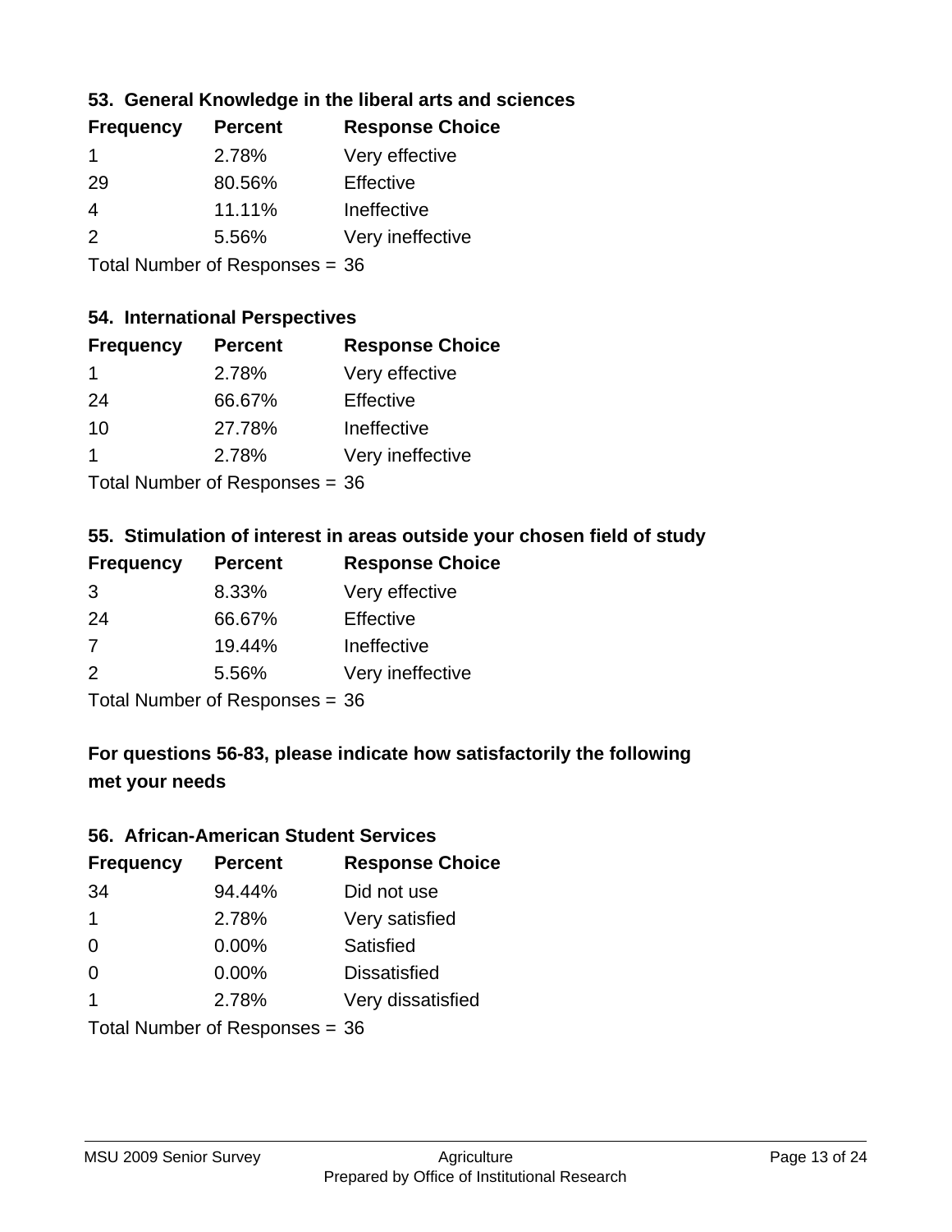### 53. General Knowledge in the liberal arts and sciences

| Frequency | Percent | Response Choice |
|---|---|---|
| 1 | 2.78% | Very effective |
| 29 | 80.56% | Effective |
| 4 | 11.11% | Ineffective |
| 2 | 5.56% | Very ineffective |

Total Number of Responses = 36

### 54. International Perspectives

| Frequency | Percent | Response Choice |
|---|---|---|
| 1 | 2.78% | Very effective |
| 24 | 66.67% | Effective |
| 10 | 27.78% | Ineffective |
| 1 | 2.78% | Very ineffective |

Total Number of Responses = 36

### 55. Stimulation of interest in areas outside your chosen field of study

| Frequency | Percent | Response Choice |
|---|---|---|
| 3 | 8.33% | Very effective |
| 24 | 66.67% | Effective |
| 7 | 19.44% | Ineffective |
| 2 | 5.56% | Very ineffective |

Total Number of Responses = 36

## For questions 56-83, please indicate how satisfactorily the following met your needs

### 56. African-American Student Services

| Frequency | Percent | Response Choice |
|---|---|---|
| 34 | 94.44% | Did not use |
| 1 | 2.78% | Very satisfied |
| 0 | 0.00% | Satisfied |
| 0 | 0.00% | Dissatisfied |
| 1 | 2.78% | Very dissatisfied |

Total Number of Responses = 36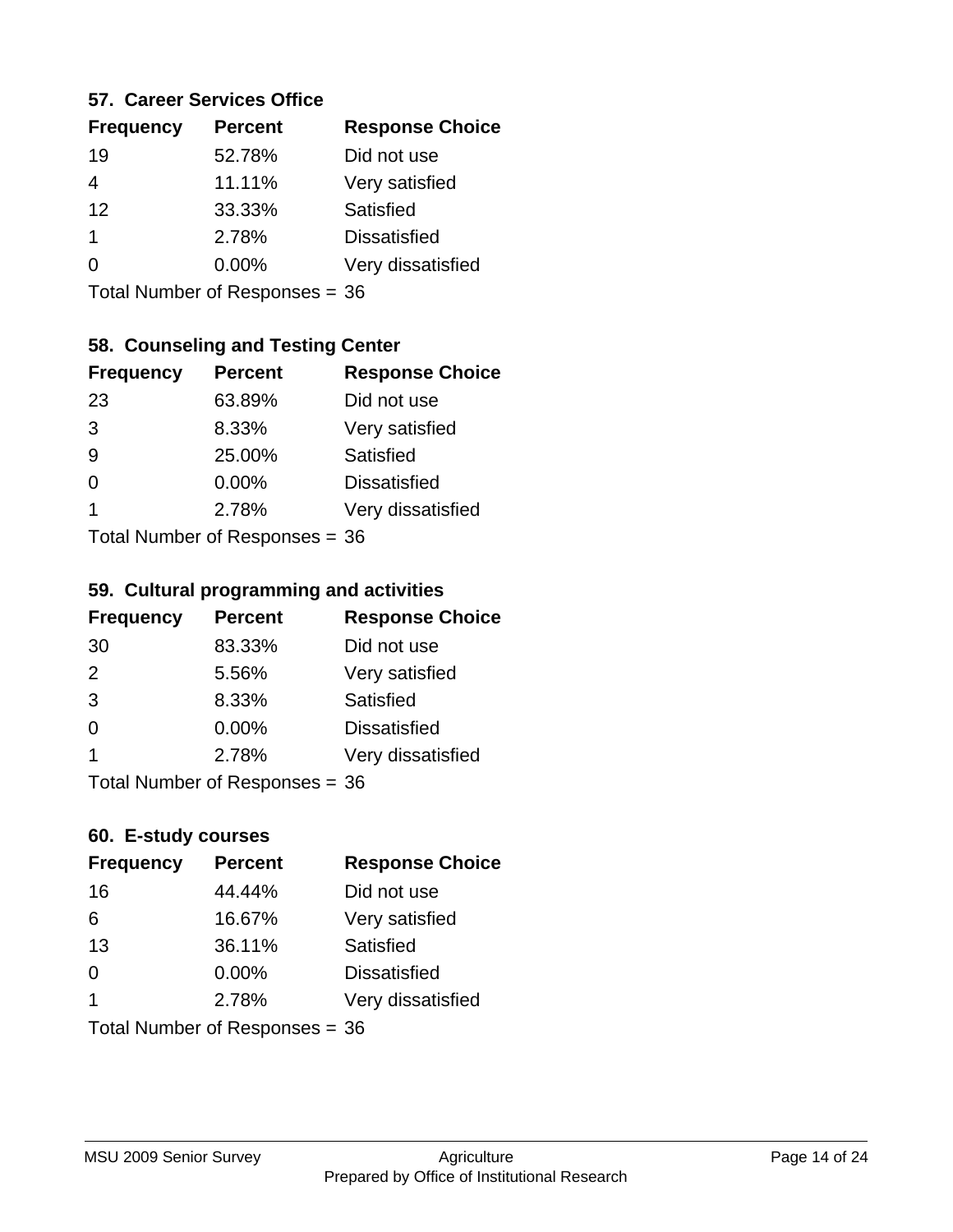### 57. Career Services Office

| Frequency | Percent | Response Choice |
|---|---|---|
| 19 | 52.78% | Did not use |
| 4 | 11.11% | Very satisfied |
| 12 | 33.33% | Satisfied |
| 1 | 2.78% | Dissatisfied |
| 0 | 0.00% | Very dissatisfied |

Total Number of Responses = 36

### 58. Counseling and Testing Center

| Frequency | Percent | Response Choice |
|---|---|---|
| 23 | 63.89% | Did not use |
| 3 | 8.33% | Very satisfied |
| 9 | 25.00% | Satisfied |
| 0 | 0.00% | Dissatisfied |
| 1 | 2.78% | Very dissatisfied |

Total Number of Responses = 36

### 59. Cultural programming and activities

| Frequency | Percent | Response Choice |
|---|---|---|
| 30 | 83.33% | Did not use |
| 2 | 5.56% | Very satisfied |
| 3 | 8.33% | Satisfied |
| 0 | 0.00% | Dissatisfied |
| 1 | 2.78% | Very dissatisfied |

Total Number of Responses = 36

### 60. E-study courses

| Frequency | Percent | Response Choice |
|---|---|---|
| 16 | 44.44% | Did not use |
| 6 | 16.67% | Very satisfied |
| 13 | 36.11% | Satisfied |
| 0 | 0.00% | Dissatisfied |
| 1 | 2.78% | Very dissatisfied |

Total Number of Responses = 36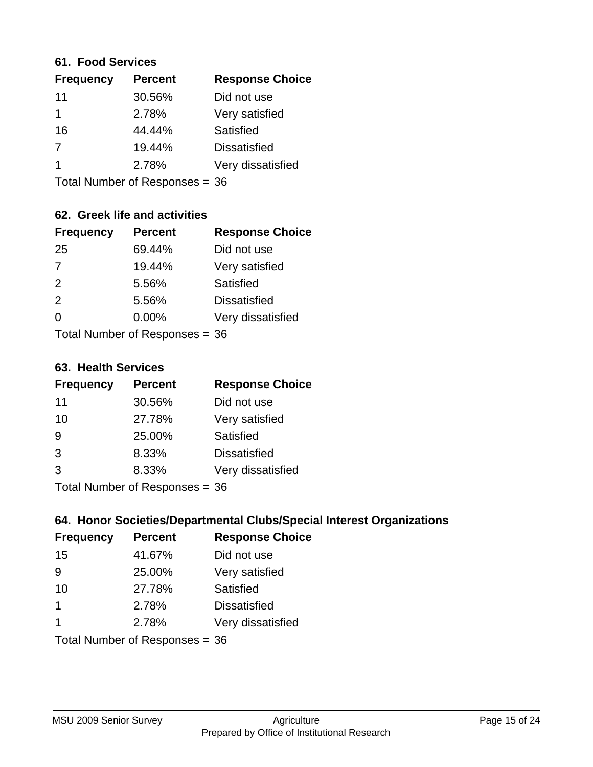### 61. Food Services

| Frequency | Percent | Response Choice |
|---|---|---|
| 11 | 30.56% | Did not use |
| 1 | 2.78% | Very satisfied |
| 16 | 44.44% | Satisfied |
| 7 | 19.44% | Dissatisfied |
| 1 | 2.78% | Very dissatisfied |

Total Number of Responses = 36

### 62. Greek life and activities

| Frequency | Percent | Response Choice |
|---|---|---|
| 25 | 69.44% | Did not use |
| 7 | 19.44% | Very satisfied |
| 2 | 5.56% | Satisfied |
| 2 | 5.56% | Dissatisfied |
| 0 | 0.00% | Very dissatisfied |

Total Number of Responses = 36

### 63. Health Services

| Frequency | Percent | Response Choice |
|---|---|---|
| 11 | 30.56% | Did not use |
| 10 | 27.78% | Very satisfied |
| 9 | 25.00% | Satisfied |
| 3 | 8.33% | Dissatisfied |
| 3 | 8.33% | Very dissatisfied |

Total Number of Responses = 36

### 64. Honor Societies/Departmental Clubs/Special Interest Organizations

| Frequency | Percent | Response Choice |
|---|---|---|
| 15 | 41.67% | Did not use |
| 9 | 25.00% | Very satisfied |
| 10 | 27.78% | Satisfied |
| 1 | 2.78% | Dissatisfied |
| 1 | 2.78% | Very dissatisfied |

Total Number of Responses = 36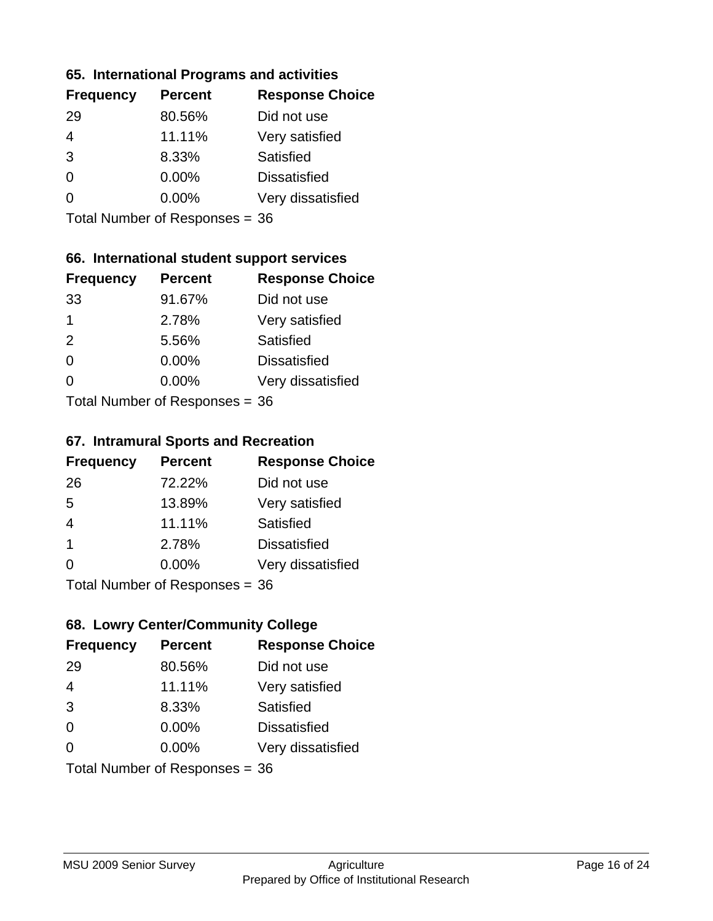### 65. International Programs and activities

| Frequency | Percent | Response Choice |
|---|---|---|
| 29 | 80.56% | Did not use |
| 4 | 11.11% | Very satisfied |
| 3 | 8.33% | Satisfied |
| 0 | 0.00% | Dissatisfied |
| 0 | 0.00% | Very dissatisfied |

Total Number of Responses = 36

### 66. International student support services

| Frequency | Percent | Response Choice |
|---|---|---|
| 33 | 91.67% | Did not use |
| 1 | 2.78% | Very satisfied |
| 2 | 5.56% | Satisfied |
| 0 | 0.00% | Dissatisfied |
| 0 | 0.00% | Very dissatisfied |

Total Number of Responses = 36

### 67. Intramural Sports and Recreation

| Frequency | Percent | Response Choice |
|---|---|---|
| 26 | 72.22% | Did not use |
| 5 | 13.89% | Very satisfied |
| 4 | 11.11% | Satisfied |
| 1 | 2.78% | Dissatisfied |
| 0 | 0.00% | Very dissatisfied |

Total Number of Responses = 36

### 68. Lowry Center/Community College

| Frequency | Percent | Response Choice |
|---|---|---|
| 29 | 80.56% | Did not use |
| 4 | 11.11% | Very satisfied |
| 3 | 8.33% | Satisfied |
| 0 | 0.00% | Dissatisfied |
| 0 | 0.00% | Very dissatisfied |

Total Number of Responses = 36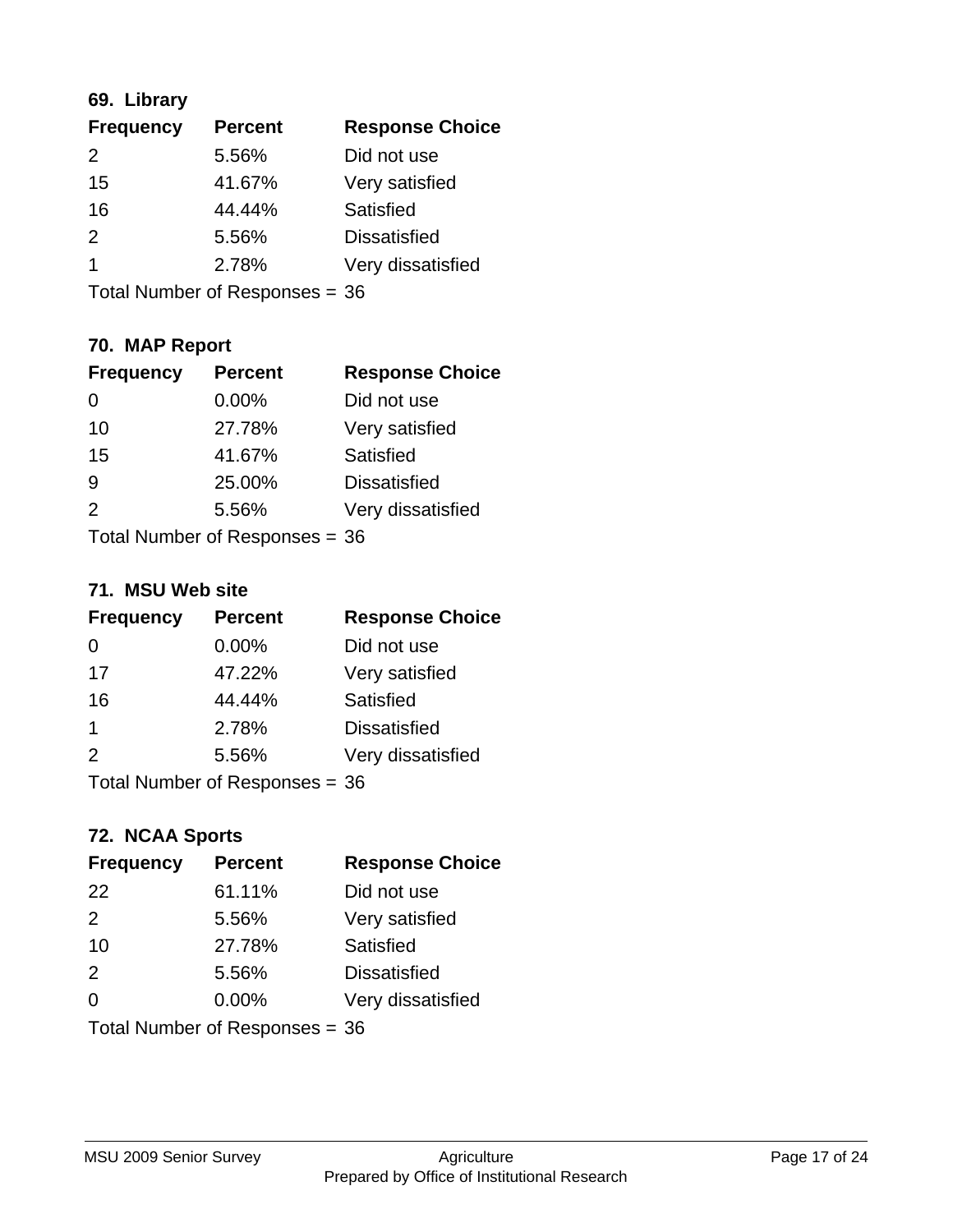### 69. Library

| Frequency | Percent | Response Choice |
|---|---|---|
| 2 | 5.56% | Did not use |
| 15 | 41.67% | Very satisfied |
| 16 | 44.44% | Satisfied |
| 2 | 5.56% | Dissatisfied |
| 1 | 2.78% | Very dissatisfied |

Total Number of Responses = 36

### 70. MAP Report

| Frequency | Percent | Response Choice |
|---|---|---|
| 0 | 0.00% | Did not use |
| 10 | 27.78% | Very satisfied |
| 15 | 41.67% | Satisfied |
| 9 | 25.00% | Dissatisfied |
| 2 | 5.56% | Very dissatisfied |

Total Number of Responses = 36

### 71. MSU Web site

| Frequency | Percent | Response Choice |
|---|---|---|
| 0 | 0.00% | Did not use |
| 17 | 47.22% | Very satisfied |
| 16 | 44.44% | Satisfied |
| 1 | 2.78% | Dissatisfied |
| 2 | 5.56% | Very dissatisfied |

Total Number of Responses = 36

### 72. NCAA Sports

| Frequency | Percent | Response Choice |
|---|---|---|
| 22 | 61.11% | Did not use |
| 2 | 5.56% | Very satisfied |
| 10 | 27.78% | Satisfied |
| 2 | 5.56% | Dissatisfied |
| 0 | 0.00% | Very dissatisfied |

Total Number of Responses = 36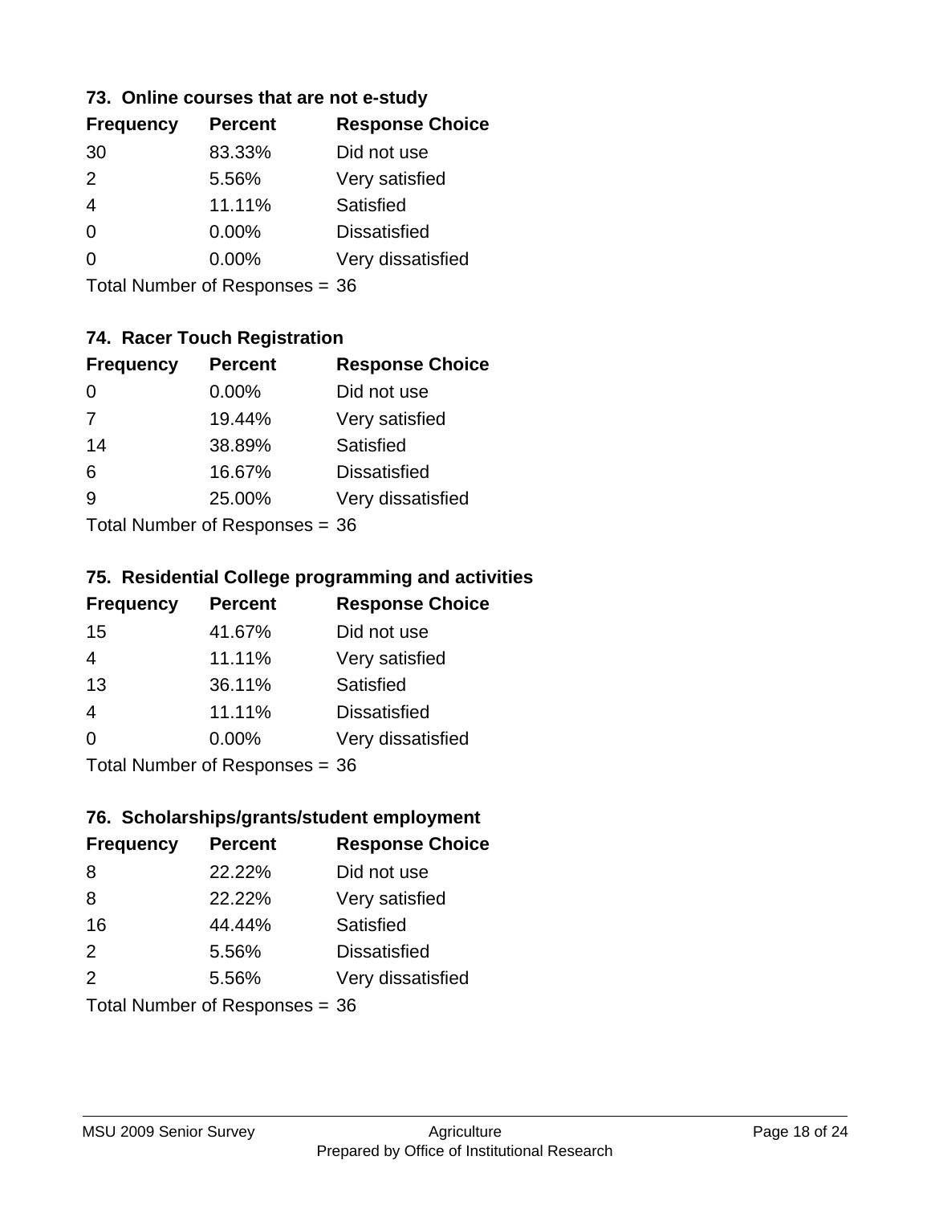### 73. Online courses that are not e-study

| Frequency | Percent | Response Choice |
|---|---|---|
| 30 | 83.33% | Did not use |
| 2 | 5.56% | Very satisfied |
| 4 | 11.11% | Satisfied |
| 0 | 0.00% | Dissatisfied |
| 0 | 0.00% | Very dissatisfied |

Total Number of Responses = 36

### 74. Racer Touch Registration

| Frequency | Percent | Response Choice |
|---|---|---|
| 0 | 0.00% | Did not use |
| 7 | 19.44% | Very satisfied |
| 14 | 38.89% | Satisfied |
| 6 | 16.67% | Dissatisfied |
| 9 | 25.00% | Very dissatisfied |

Total Number of Responses = 36

### 75. Residential College programming and activities

| Frequency | Percent | Response Choice |
|---|---|---|
| 15 | 41.67% | Did not use |
| 4 | 11.11% | Very satisfied |
| 13 | 36.11% | Satisfied |
| 4 | 11.11% | Dissatisfied |
| 0 | 0.00% | Very dissatisfied |

Total Number of Responses = 36

### 76. Scholarships/grants/student employment

| Frequency | Percent | Response Choice |
|---|---|---|
| 8 | 22.22% | Did not use |
| 8 | 22.22% | Very satisfied |
| 16 | 44.44% | Satisfied |
| 2 | 5.56% | Dissatisfied |
| 2 | 5.56% | Very dissatisfied |

Total Number of Responses = 36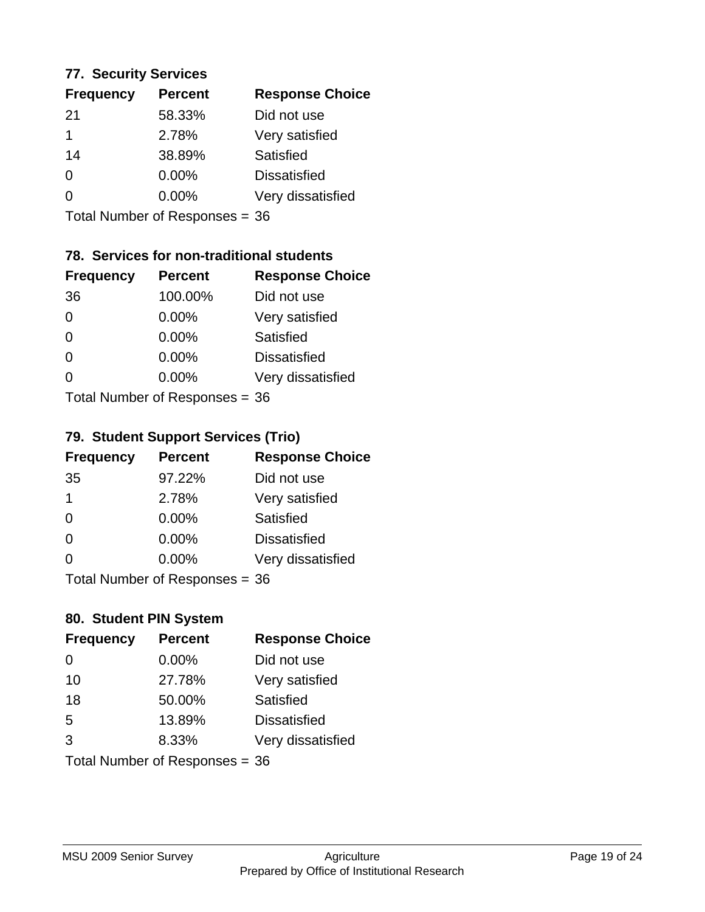### 77. Security Services

| Frequency | Percent | Response Choice |
| --- | --- | --- |
| 21 | 58.33% | Did not use |
| 1 | 2.78% | Very satisfied |
| 14 | 38.89% | Satisfied |
| 0 | 0.00% | Dissatisfied |
| 0 | 0.00% | Very dissatisfied |

Total Number of Responses = 36

### 78. Services for non-traditional students

| Frequency | Percent | Response Choice |
| --- | --- | --- |
| 36 | 100.00% | Did not use |
| 0 | 0.00% | Very satisfied |
| 0 | 0.00% | Satisfied |
| 0 | 0.00% | Dissatisfied |
| 0 | 0.00% | Very dissatisfied |

Total Number of Responses = 36

### 79. Student Support Services (Trio)

| Frequency | Percent | Response Choice |
| --- | --- | --- |
| 35 | 97.22% | Did not use |
| 1 | 2.78% | Very satisfied |
| 0 | 0.00% | Satisfied |
| 0 | 0.00% | Dissatisfied |
| 0 | 0.00% | Very dissatisfied |

Total Number of Responses = 36

### 80. Student PIN System

| Frequency | Percent | Response Choice |
| --- | --- | --- |
| 0 | 0.00% | Did not use |
| 10 | 27.78% | Very satisfied |
| 18 | 50.00% | Satisfied |
| 5 | 13.89% | Dissatisfied |
| 3 | 8.33% | Very dissatisfied |

Total Number of Responses = 36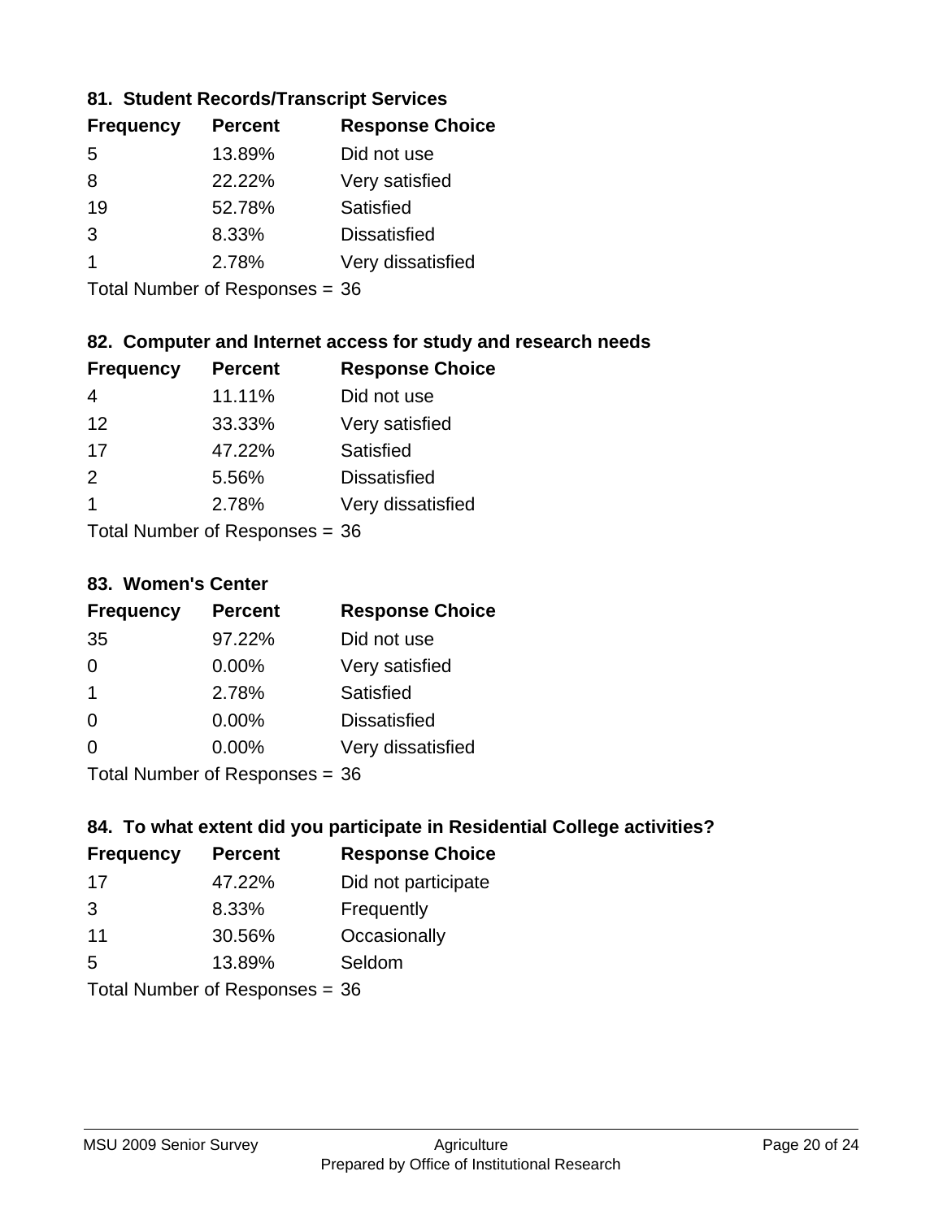### 81. Student Records/Transcript Services

| Frequency | Percent | Response Choice |
|---|---|---|
| 5 | 13.89% | Did not use |
| 8 | 22.22% | Very satisfied |
| 19 | 52.78% | Satisfied |
| 3 | 8.33% | Dissatisfied |
| 1 | 2.78% | Very dissatisfied |

Total Number of Responses = 36

### 82. Computer and Internet access for study and research needs

| Frequency | Percent | Response Choice |
|---|---|---|
| 4 | 11.11% | Did not use |
| 12 | 33.33% | Very satisfied |
| 17 | 47.22% | Satisfied |
| 2 | 5.56% | Dissatisfied |
| 1 | 2.78% | Very dissatisfied |

Total Number of Responses = 36

### 83. Women's Center

| Frequency | Percent | Response Choice |
|---|---|---|
| 35 | 97.22% | Did not use |
| 0 | 0.00% | Very satisfied |
| 1 | 2.78% | Satisfied |
| 0 | 0.00% | Dissatisfied |
| 0 | 0.00% | Very dissatisfied |

Total Number of Responses = 36

### 84. To what extent did you participate in Residential College activities?

| Frequency | Percent | Response Choice |
|---|---|---|
| 17 | 47.22% | Did not participate |
| 3 | 8.33% | Frequently |
| 11 | 30.56% | Occasionally |
| 5 | 13.89% | Seldom |

Total Number of Responses = 36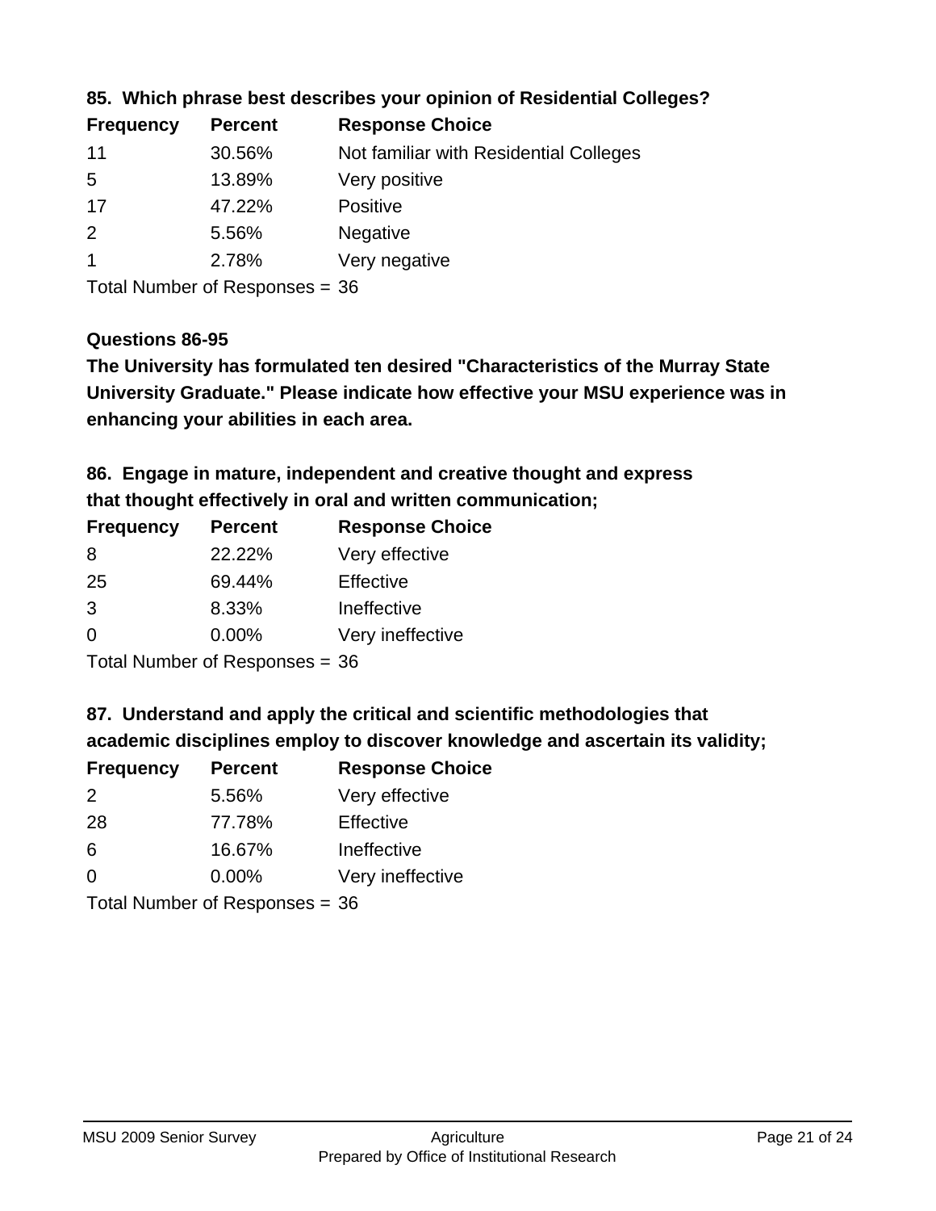### 85. Which phrase best describes your opinion of Residential Colleges?

| Frequency | Percent | Response Choice |
|---|---|---|
| 11 | 30.56% | Not familiar with Residential Colleges |
| 5 | 13.89% | Very positive |
| 17 | 47.22% | Positive |
| 2 | 5.56% | Negative |
| 1 | 2.78% | Very negative |

Total Number of Responses = 36

### Questions 86-95

**The University has formulated ten desired "Characteristics of the Murray State University Graduate." Please indicate how effective your MSU experience was in enhancing your abilities in each area.**

### 86. Engage in mature, independent and creative thought and express that thought effectively in oral and written communication;

| Frequency | Percent | Response Choice |
|---|---|---|
| 8 | 22.22% | Very effective |
| 25 | 69.44% | Effective |
| 3 | 8.33% | Ineffective |
| 0 | 0.00% | Very ineffective |

Total Number of Responses = 36

### 87. Understand and apply the critical and scientific methodologies that academic disciplines employ to discover knowledge and ascertain its validity;

| Frequency | Percent | Response Choice |
|---|---|---|
| 2 | 5.56% | Very effective |
| 28 | 77.78% | Effective |
| 6 | 16.67% | Ineffective |
| 0 | 0.00% | Very ineffective |

Total Number of Responses = 36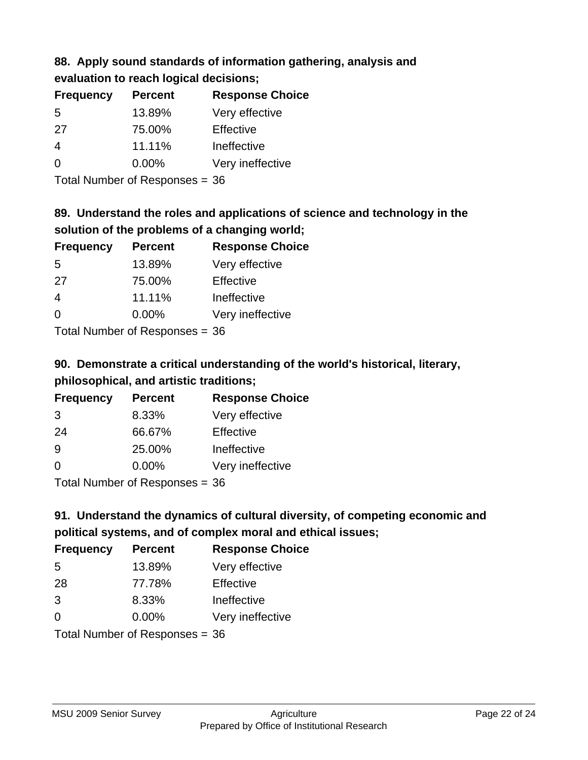**88. Apply sound standards of information gathering, analysis and evaluation to reach logical decisions;**

| Frequency | Percent | Response Choice |
|---|---|---|
| 5 | 13.89% | Very effective |
| 27 | 75.00% | Effective |
| 4 | 11.11% | Ineffective |
| 0 | 0.00% | Very ineffective |

Total Number of Responses = 36

**89. Understand the roles and applications of science and technology in the solution of the problems of a changing world;**

| Frequency | Percent | Response Choice |
|---|---|---|
| 5 | 13.89% | Very effective |
| 27 | 75.00% | Effective |
| 4 | 11.11% | Ineffective |
| 0 | 0.00% | Very ineffective |

Total Number of Responses = 36

**90. Demonstrate a critical understanding of the world's historical, literary, philosophical, and artistic traditions;**

| Frequency | Percent | Response Choice |
|---|---|---|
| 3 | 8.33% | Very effective |
| 24 | 66.67% | Effective |
| 9 | 25.00% | Ineffective |
| 0 | 0.00% | Very ineffective |

Total Number of Responses = 36

**91. Understand the dynamics of cultural diversity, of competing economic and political systems, and of complex moral and ethical issues;**

| Frequency | Percent | Response Choice |
|---|---|---|
| 5 | 13.89% | Very effective |
| 28 | 77.78% | Effective |
| 3 | 8.33% | Ineffective |
| 0 | 0.00% | Very ineffective |

Total Number of Responses = 36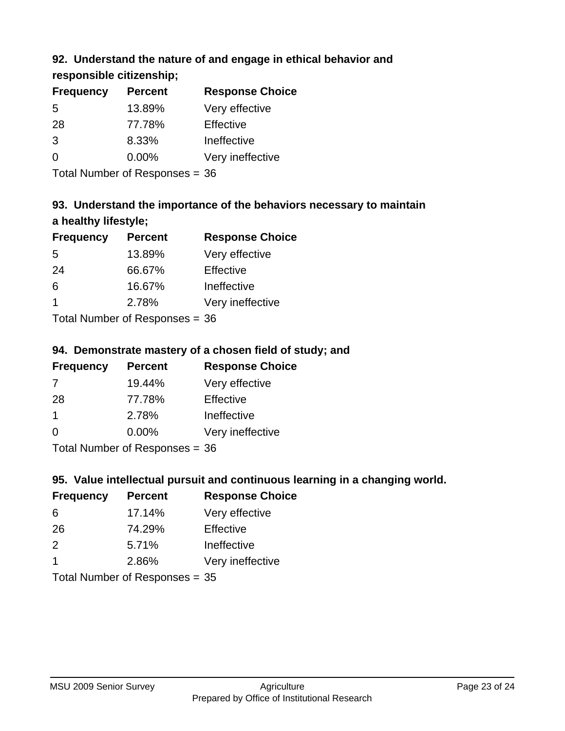### 92. Understand the nature of and engage in ethical behavior and responsible citizenship;

| Frequency | Percent | Response Choice |
|---|---|---|
| 5 | 13.89% | Very effective |
| 28 | 77.78% | Effective |
| 3 | 8.33% | Ineffective |
| 0 | 0.00% | Very ineffective |

Total Number of Responses = 36

### 93. Understand the importance of the behaviors necessary to maintain a healthy lifestyle;

| Frequency | Percent | Response Choice |
|---|---|---|
| 5 | 13.89% | Very effective |
| 24 | 66.67% | Effective |
| 6 | 16.67% | Ineffective |
| 1 | 2.78% | Very ineffective |

Total Number of Responses = 36

### 94. Demonstrate mastery of a chosen field of study; and

| Frequency | Percent | Response Choice |
|---|---|---|
| 7 | 19.44% | Very effective |
| 28 | 77.78% | Effective |
| 1 | 2.78% | Ineffective |
| 0 | 0.00% | Very ineffective |

Total Number of Responses = 36

### 95. Value intellectual pursuit and continuous learning in a changing world.

| Frequency | Percent | Response Choice |
|---|---|---|
| 6 | 17.14% | Very effective |
| 26 | 74.29% | Effective |
| 2 | 5.71% | Ineffective |
| 1 | 2.86% | Very ineffective |

Total Number of Responses = 35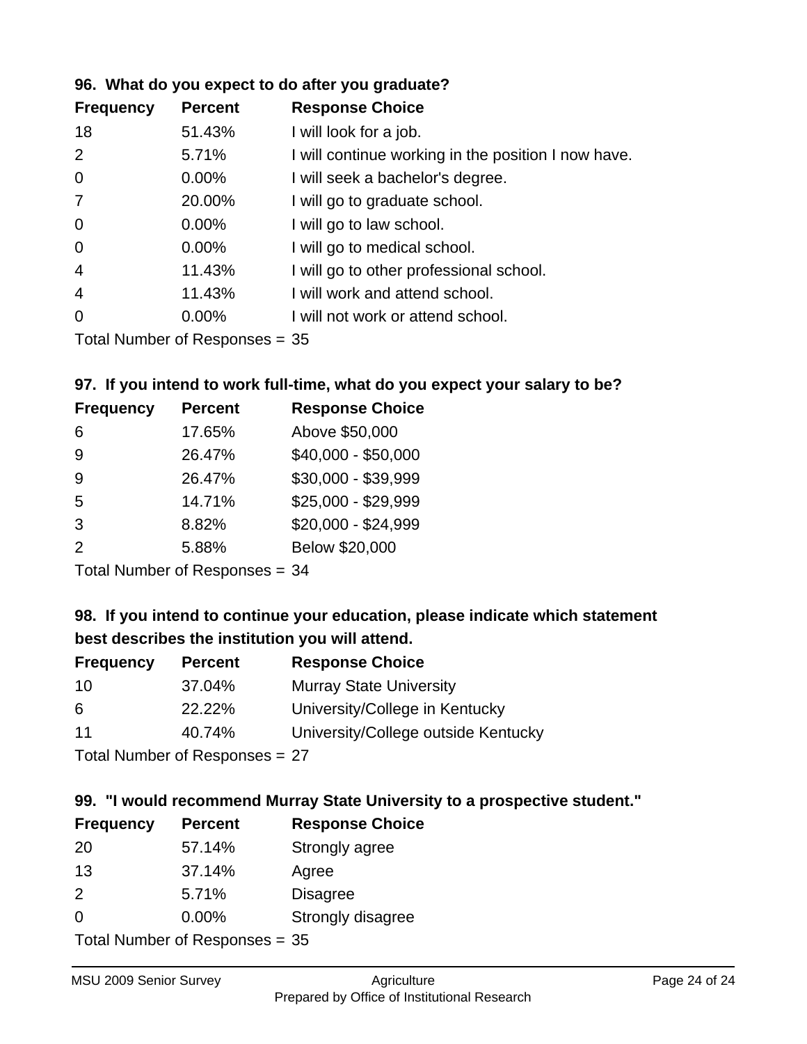### 96. What do you expect to do after you graduate?

| Frequency | Percent | Response Choice |
|---|---|---|
| 18 | 51.43% | I will look for a job. |
| 2 | 5.71% | I will continue working in the position I now have. |
| 0 | 0.00% | I will seek a bachelor's degree. |
| 7 | 20.00% | I will go to graduate school. |
| 0 | 0.00% | I will go to law school. |
| 0 | 0.00% | I will go to medical school. |
| 4 | 11.43% | I will go to other professional school. |
| 4 | 11.43% | I will work and attend school. |
| 0 | 0.00% | I will not work or attend school. |

Total Number of Responses = 35

### 97. If you intend to work full-time, what do you expect your salary to be?

| Frequency | Percent | Response Choice |
|---|---|---|
| 6 | 17.65% | Above $50,000 |
| 9 | 26.47% | $40,000 - $50,000 |
| 9 | 26.47% | $30,000 - $39,999 |
| 5 | 14.71% | $25,000 - $29,999 |
| 3 | 8.82% | $20,000 - $24,999 |
| 2 | 5.88% | Below $20,000 |

Total Number of Responses = 34

### 98. If you intend to continue your education, please indicate which statement best describes the institution you will attend.

| Frequency | Percent | Response Choice |
|---|---|---|
| 10 | 37.04% | Murray State University |
| 6 | 22.22% | University/College in Kentucky |
| 11 | 40.74% | University/College outside Kentucky |

Total Number of Responses = 27

### 99. "I would recommend Murray State University to a prospective student."

| Frequency | Percent | Response Choice |
|---|---|---|
| 20 | 57.14% | Strongly agree |
| 13 | 37.14% | Agree |
| 2 | 5.71% | Disagree |
| 0 | 0.00% | Strongly disagree |

Total Number of Responses = 35